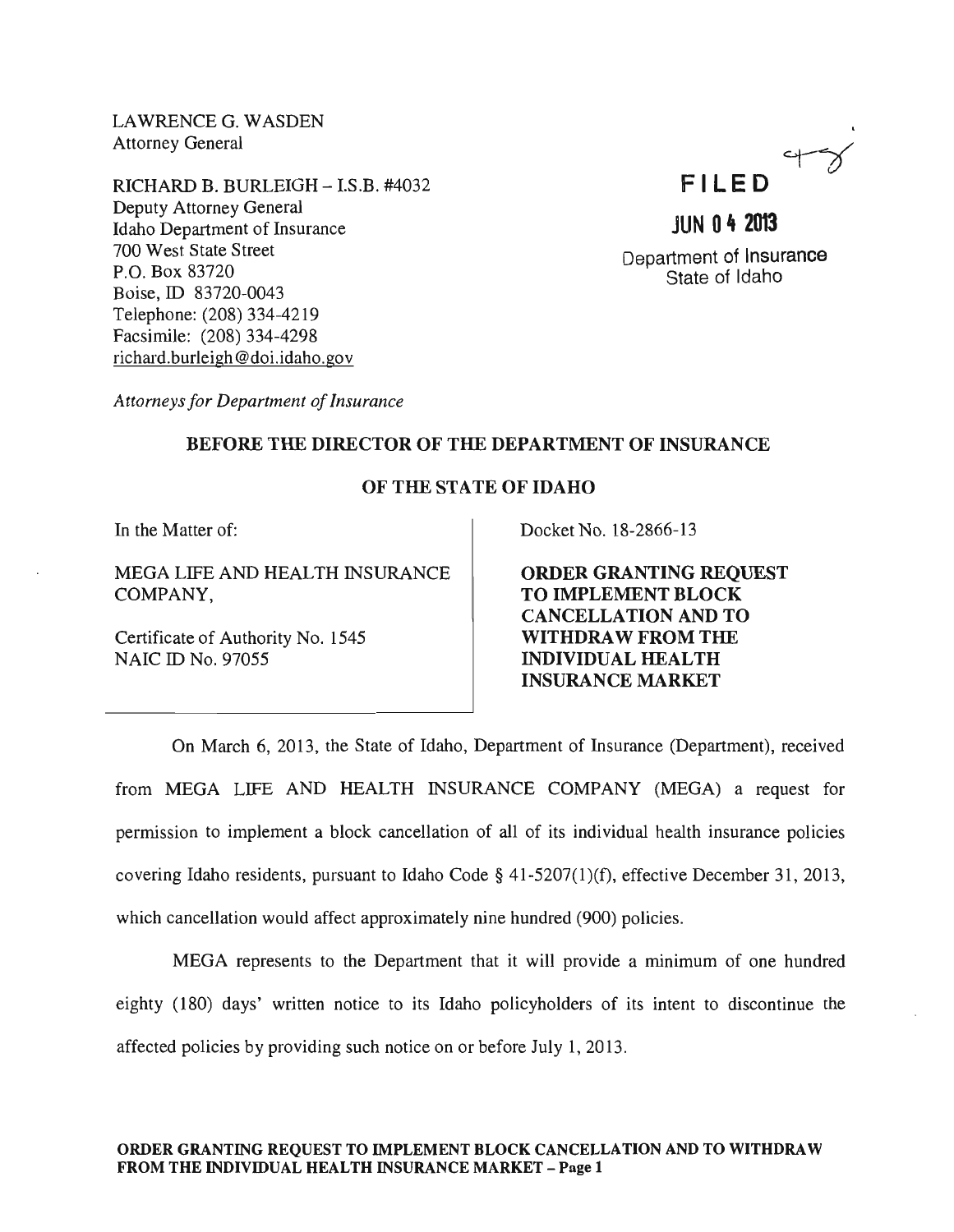LAWRENCE G. WASDEN
Attorney General

RICHARD B. BURLEIGH – I.S.B. #4032
Deputy Attorney General
Idaho Department of Insurance
700 West State Street
P.O. Box 83720
Boise, ID 83720-0043
Telephone: (208) 334-4219
Facsimile: (208) 334-4298
richard.burleigh@doi.idaho.gov

**FILED**

**JUN 04 2013**

Department of Insurance
State of Idaho

*Attorneys for Department of Insurance*

## BEFORE THE DIRECTOR OF THE DEPARTMENT OF INSURANCE

## OF THE STATE OF IDAHO

| | |
|---|---|
| In the Matter of:<br><br>MEGA LIFE AND HEALTH INSURANCE COMPANY,<br><br>Certificate of Authority No. 1545<br>NAIC ID No. 97055 | Docket No. 18-2866-13<br><br>**ORDER GRANTING REQUEST TO IMPLEMENT BLOCK CANCELLATION AND TO WITHDRAW FROM THE INDIVIDUAL HEALTH INSURANCE MARKET** |

On March 6, 2013, the State of Idaho, Department of Insurance (Department), received from MEGA LIFE AND HEALTH INSURANCE COMPANY (MEGA) a request for permission to implement a block cancellation of all of its individual health insurance policies covering Idaho residents, pursuant to Idaho Code § 41-5207(1)(f), effective December 31, 2013, which cancellation would affect approximately nine hundred (900) policies.

MEGA represents to the Department that it will provide a minimum of one hundred eighty (180) days' written notice to its Idaho policyholders of its intent to discontinue the affected policies by providing such notice on or before July 1, 2013.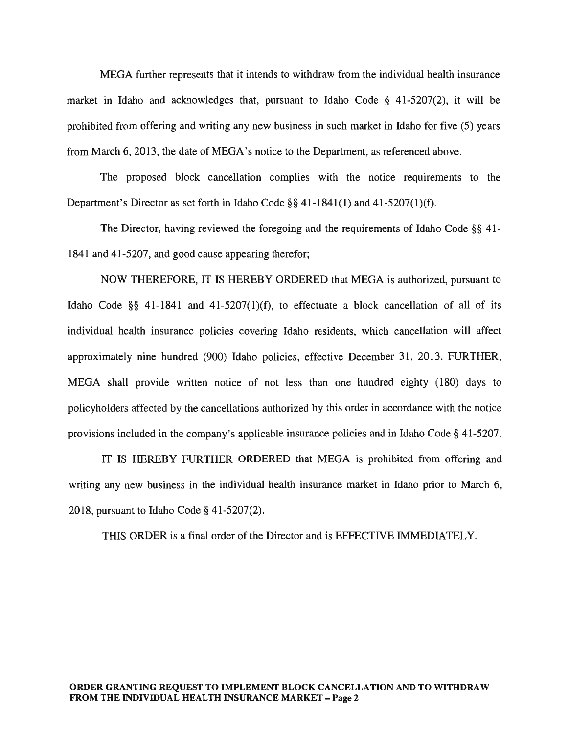MEGA further represents that it intends to withdraw from the individual health insurance market in Idaho and acknowledges that, pursuant to Idaho Code § 41-5207(2), it will be prohibited from offering and writing any new business in such market in Idaho for five (5) years from March 6, 2013, the date of MEGA's notice to the Department, as referenced above.

The proposed block cancellation complies with the notice requirements to the Department's Director as set forth in Idaho Code §§ 41-1841(1) and 41-5207(1)(f).

The Director, having reviewed the foregoing and the requirements of Idaho Code §§ 41-1841 and 41-5207, and good cause appearing therefor;

NOW THEREFORE, IT IS HEREBY ORDERED that MEGA is authorized, pursuant to Idaho Code §§ 41-1841 and 41-5207(1)(f), to effectuate a block cancellation of all of its individual health insurance policies covering Idaho residents, which cancellation will affect approximately nine hundred (900) Idaho policies, effective December 31, 2013. FURTHER, MEGA shall provide written notice of not less than one hundred eighty (180) days to policyholders affected by the cancellations authorized by this order in accordance with the notice provisions included in the company's applicable insurance policies and in Idaho Code § 41-5207.

IT IS HEREBY FURTHER ORDERED that MEGA is prohibited from offering and writing any new business in the individual health insurance market in Idaho prior to March 6, 2018, pursuant to Idaho Code § 41-5207(2).

THIS ORDER is a final order of the Director and is EFFECTIVE IMMEDIATELY.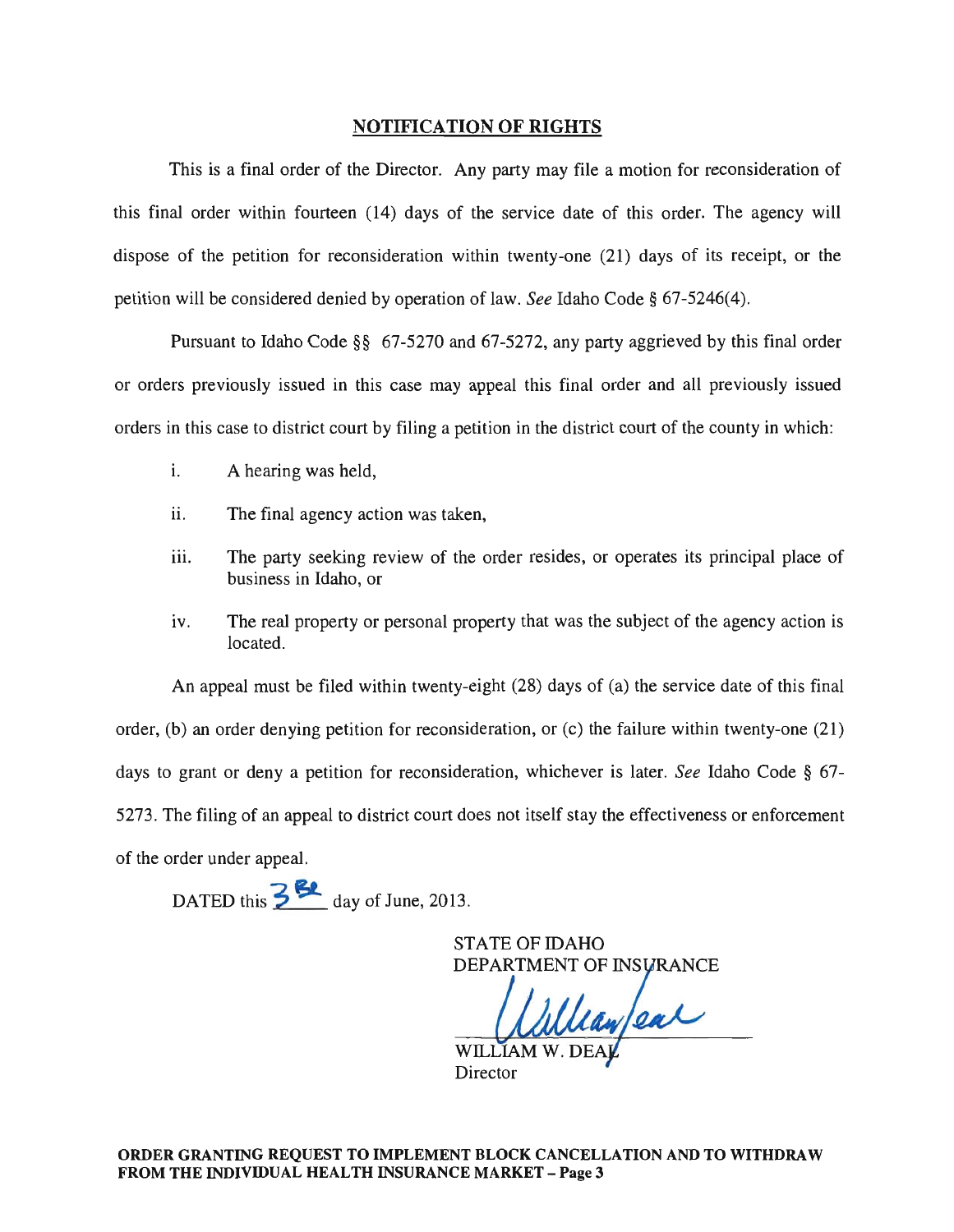## NOTIFICATION OF RIGHTS

This is a final order of the Director. Any party may file a motion for reconsideration of this final order within fourteen (14) days of the service date of this order. The agency will dispose of the petition for reconsideration within twenty-one (21) days of its receipt, or the petition will be considered denied by operation of law. *See* Idaho Code § 67-5246(4).

Pursuant to Idaho Code §§ 67-5270 and 67-5272, any party aggrieved by this final order or orders previously issued in this case may appeal this final order and all previously issued orders in this case to district court by filing a petition in the district court of the county in which:

i. A hearing was held,

ii. The final agency action was taken,

iii. The party seeking review of the order resides, or operates its principal place of business in Idaho, or

iv. The real property or personal property that was the subject of the agency action is located.

An appeal must be filed within twenty-eight (28) days of (a) the service date of this final order, (b) an order denying petition for reconsideration, or (c) the failure within twenty-one (21) days to grant or deny a petition for reconsideration, whichever is later. *See* Idaho Code § 67-5273. The filing of an appeal to district court does not itself stay the effectiveness or enforcement of the order under appeal.

DATED this 3rd day of June, 2013.

STATE OF IDAHO
DEPARTMENT OF INSURANCE

William Deal

WILLIAM W. DEAL
Director

**ORDER GRANTING REQUEST TO IMPLEMENT BLOCK CANCELLATION AND TO WITHDRAW FROM THE INDIVIDUAL HEALTH INSURANCE MARKET – Page 3**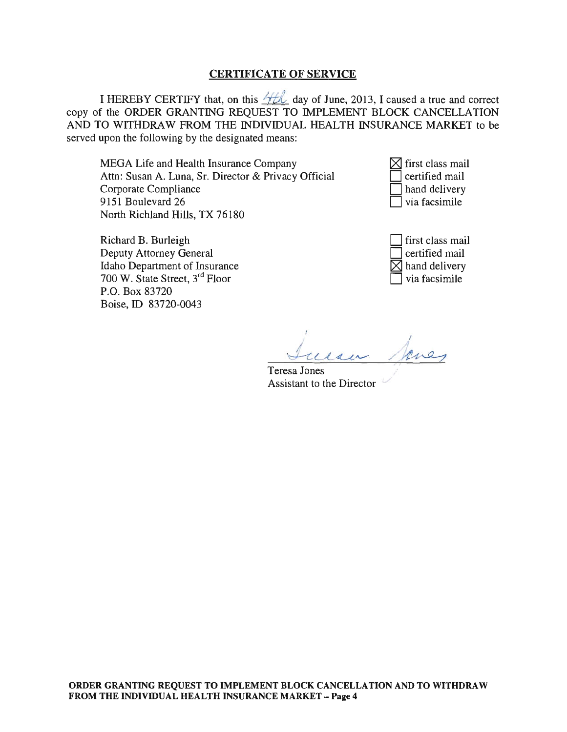## CERTIFICATE OF SERVICE

I HEREBY CERTIFY that, on this 4th day of June, 2013, I caused a true and correct copy of the ORDER GRANTING REQUEST TO IMPLEMENT BLOCK CANCELLATION AND TO WITHDRAW FROM THE INDIVIDUAL HEALTH INSURANCE MARKET to be served upon the following by the designated means:

| | |
|---|---|
| MEGA Life and Health Insurance Company<br>Attn: Susan A. Luna, Sr. Director & Privacy Official<br>Corporate Compliance<br>9151 Boulevard 26<br>North Richland Hills, TX 76180 | ☒ first class mail<br>☐ certified mail<br>☐ hand delivery<br>☐ via facsimile |
| Richard B. Burleigh<br>Deputy Attorney General<br>Idaho Department of Insurance<br>700 W. State Street, 3rd Floor<br>P.O. Box 83720<br>Boise, ID 83720-0043 | ☐ first class mail<br>☐ certified mail<br>☒ hand delivery<br>☐ via facsimile |

Teresa Jones
Assistant to the Director